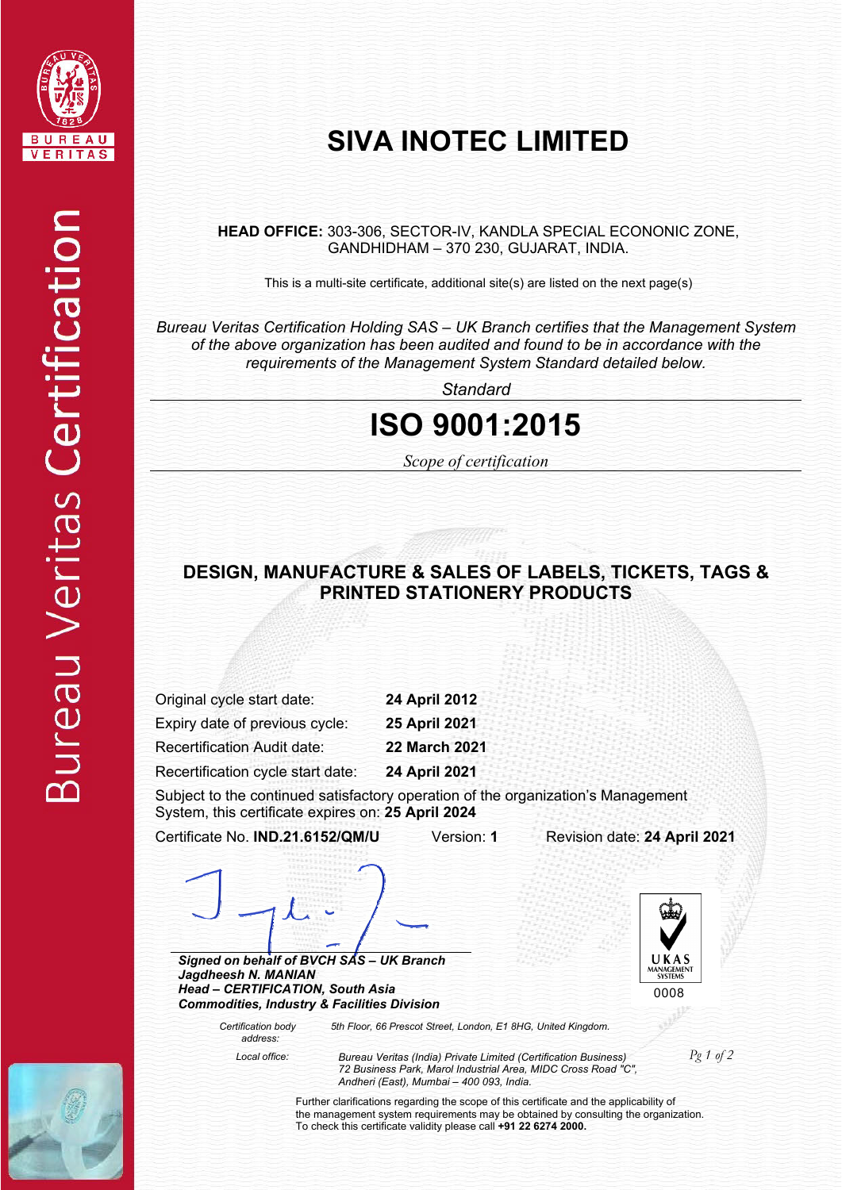BUREAU VERITAS

Bureau Veritas Certification

# SIVA INOTEC LIMITED

**HEAD OFFICE:** 303-306, SECTOR-IV, KANDLA SPECIAL ECONONIC ZONE, GANDHIDHAM – 370 230, GUJARAT, INDIA.

This is a multi-site certificate, additional site(s) are listed on the next page(s)

*Bureau Veritas Certification Holding SAS – UK Branch certifies that the Management System of the above organization has been audited and found to be in accordance with the requirements of the Management System Standard detailed below.*

*Standard*

# ISO 9001:2015

*Scope of certification*

## DESIGN, MANUFACTURE & SALES OF LABELS, TICKETS, TAGS & PRINTED STATIONERY PRODUCTS

Original cycle start date: **24 April 2012**

Expiry date of previous cycle: **25 April 2021**

Recertification Audit date: **22 March 2021**

Recertification cycle start date: **24 April 2021**

Subject to the continued satisfactory operation of the organization's Management System, this certificate expires on: **25 April 2024**

Certificate No. **IND.21.6152/QM/U** Version: **1** Revision date: **24 April 2021**

***Signed on behalf of BVCH SAS – UK Branch***
***Jagdheesh N. MANIAN***
***Head – CERTIFICATION, South Asia***
***Commodities, Industry & Facilities Division***

UKAS MANAGEMENT SYSTEMS 0008

*Certification body address:* *5th Floor, 66 Prescot Street, London, E1 8HG, United Kingdom.*

*Local office:* *Bureau Veritas (India) Private Limited (Certification Business) 72 Business Park, Marol Industrial Area, MIDC Cross Road "C", Andheri (East), Mumbai – 400 093, India.*

Further clarifications regarding the scope of this certificate and the applicability of the management system requirements may be obtained by consulting the organization. To check this certificate validity please call **+91 22 6274 2000.**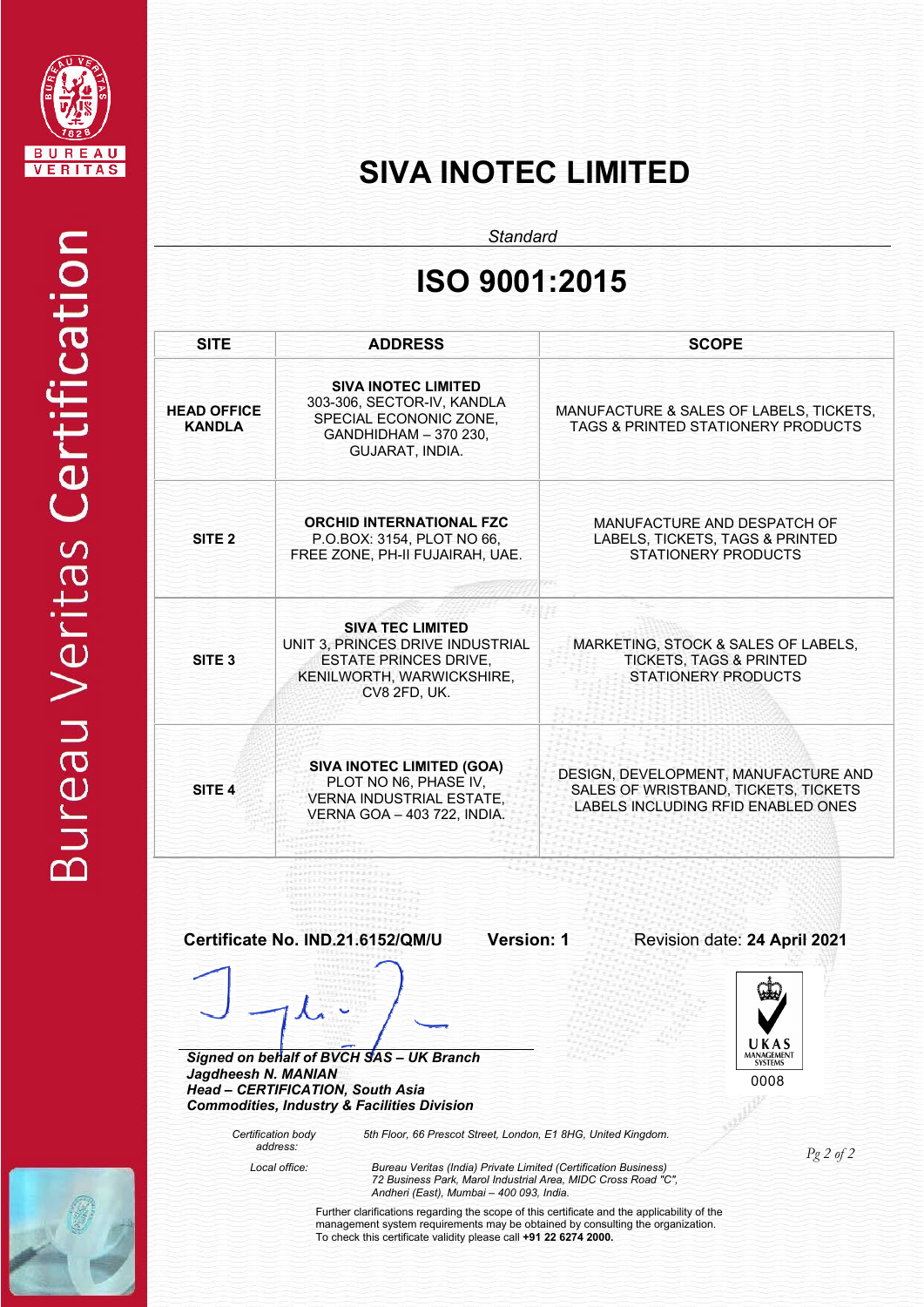# SIVA INOTEC LIMITED

*Standard*

# ISO 9001:2015

| SITE | ADDRESS | SCOPE |
|---|---|---|
| **HEAD OFFICE KANDLA** | **SIVA INOTEC LIMITED** 303-306, SECTOR-IV, KANDLA SPECIAL ECONONIC ZONE, GANDHIDHAM – 370 230, GUJARAT, INDIA. | MANUFACTURE & SALES OF LABELS, TICKETS, TAGS & PRINTED STATIONERY PRODUCTS |
| **SITE 2** | **ORCHID INTERNATIONAL FZC** P.O.BOX: 3154, PLOT NO 66, FREE ZONE, PH-II FUJAIRAH, UAE. | MANUFACTURE AND DESPATCH OF LABELS, TICKETS, TAGS & PRINTED STATIONERY PRODUCTS |
| **SITE 3** | **SIVA TEC LIMITED** UNIT 3, PRINCES DRIVE INDUSTRIAL ESTATE PRINCES DRIVE, KENILWORTH, WARWICKSHIRE, CV8 2FD, UK. | MARKETING, STOCK & SALES OF LABELS, TICKETS, TAGS & PRINTED STATIONERY PRODUCTS |
| **SITE 4** | **SIVA INOTEC LIMITED (GOA)** PLOT NO N6, PHASE IV, VERNA INDUSTRIAL ESTATE, VERNA GOA – 403 722, INDIA. | DESIGN, DEVELOPMENT, MANUFACTURE AND SALES OF WRISTBAND, TICKETS, TICKETS LABELS INCLUDING RFID ENABLED ONES |

**Certificate No. IND.21.6152/QM/U** **Version: 1** Revision date: **24 April 2021**

***Signed on behalf of BVCH SAS – UK Branch***
***Jagdheesh N. MANIAN***
***Head – CERTIFICATION, South Asia***
***Commodities, Industry & Facilities Division***

UKAS MANAGEMENT SYSTEMS 0008

*Certification body address:* *5th Floor, 66 Prescot Street, London, E1 8HG, United Kingdom.*

*Local office:* *Bureau Veritas (India) Private Limited (Certification Business) 72 Business Park, Marol Industrial Area, MIDC Cross Road "C", Andheri (East), Mumbai – 400 093, India.*

Further clarifications regarding the scope of this certificate and the applicability of the management system requirements may be obtained by consulting the organization. To check this certificate validity please call **+91 22 6274 2000.**